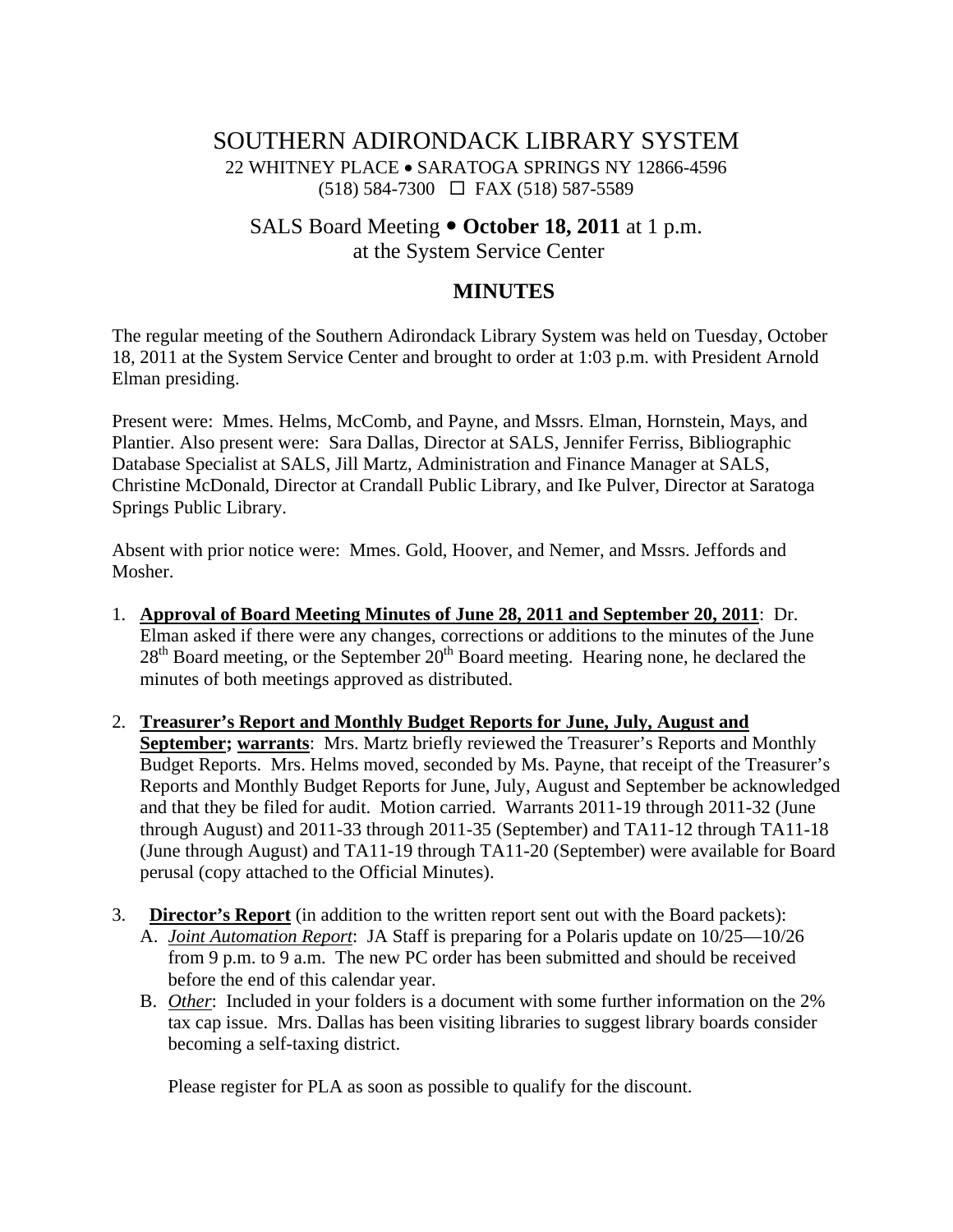# SOUTHERN ADIRONDACK LIBRARY SYSTEM

22 WHITNEY PLACE • SARATOGA SPRINGS NY 12866-4596
(518) 584-7300 ☐ FAX (518) 587-5589

## SALS Board Meeting • **October 18, 2011** at 1 p.m.
## at the System Service Center

## MINUTES

The regular meeting of the Southern Adirondack Library System was held on Tuesday, October 18, 2011 at the System Service Center and brought to order at 1:03 p.m. with President Arnold Elman presiding.

Present were: Mmes. Helms, McComb, and Payne, and Mssrs. Elman, Hornstein, Mays, and Plantier. Also present were: Sara Dallas, Director at SALS, Jennifer Ferriss, Bibliographic Database Specialist at SALS, Jill Martz, Administration and Finance Manager at SALS, Christine McDonald, Director at Crandall Public Library, and Ike Pulver, Director at Saratoga Springs Public Library.

Absent with prior notice were: Mmes. Gold, Hoover, and Nemer, and Mssrs. Jeffords and Mosher.

1. **Approval of Board Meeting Minutes of June 28, 2011 and September 20, 2011**: Dr. Elman asked if there were any changes, corrections or additions to the minutes of the June 28th Board meeting, or the September 20th Board meeting. Hearing none, he declared the minutes of both meetings approved as distributed.

2. **Treasurer's Report and Monthly Budget Reports for June, July, August and September; warrants**: Mrs. Martz briefly reviewed the Treasurer's Reports and Monthly Budget Reports. Mrs. Helms moved, seconded by Ms. Payne, that receipt of the Treasurer's Reports and Monthly Budget Reports for June, July, August and September be acknowledged and that they be filed for audit. Motion carried. Warrants 2011-19 through 2011-32 (June through August) and 2011-33 through 2011-35 (September) and TA11-12 through TA11-18 (June through August) and TA11-19 through TA11-20 (September) were available for Board perusal (copy attached to the Official Minutes).

3. **Director's Report** (in addition to the written report sent out with the Board packets):
   A. *Joint Automation Report*: JA Staff is preparing for a Polaris update on 10/25—10/26 from 9 p.m. to 9 a.m. The new PC order has been submitted and should be received before the end of this calendar year.
   B. *Other*: Included in your folders is a document with some further information on the 2% tax cap issue. Mrs. Dallas has been visiting libraries to suggest library boards consider becoming a self-taxing district.

   Please register for PLA as soon as possible to qualify for the discount.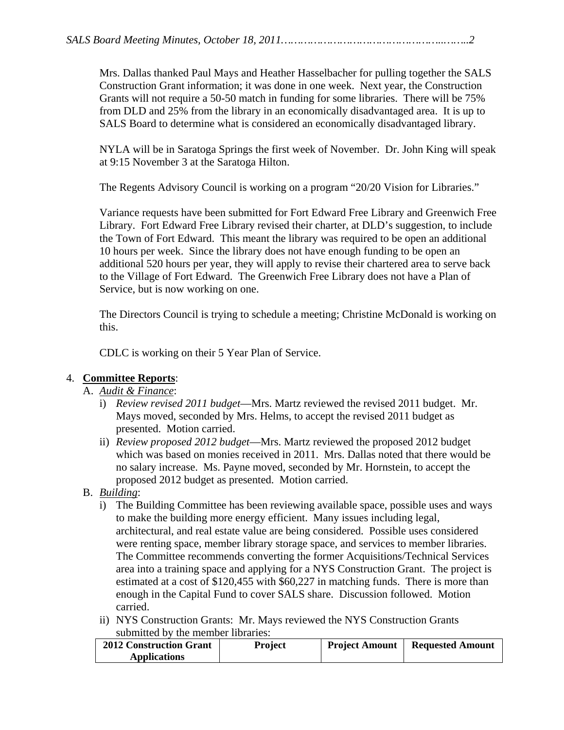Mrs. Dallas thanked Paul Mays and Heather Hasselbacher for pulling together the SALS Construction Grant information; it was done in one week. Next year, the Construction Grants will not require a 50-50 match in funding for some libraries. There will be 75% from DLD and 25% from the library in an economically disadvantaged area. It is up to SALS Board to determine what is considered an economically disadvantaged library.

NYLA will be in Saratoga Springs the first week of November. Dr. John King will speak at 9:15 November 3 at the Saratoga Hilton.

The Regents Advisory Council is working on a program "20/20 Vision for Libraries."

Variance requests have been submitted for Fort Edward Free Library and Greenwich Free Library. Fort Edward Free Library revised their charter, at DLD's suggestion, to include the Town of Fort Edward. This meant the library was required to be open an additional 10 hours per week. Since the library does not have enough funding to be open an additional 520 hours per year, they will apply to revise their chartered area to serve back to the Village of Fort Edward. The Greenwich Free Library does not have a Plan of Service, but is now working on one.

The Directors Council is trying to schedule a meeting; Christine McDonald is working on this.

CDLC is working on their 5 Year Plan of Service.

4. **Committee Reports**:
   A. *Audit & Finance*:
      i) *Review revised 2011 budget*—Mrs. Martz reviewed the revised 2011 budget. Mr. Mays moved, seconded by Mrs. Helms, to accept the revised 2011 budget as presented. Motion carried.
      ii) *Review proposed 2012 budget*—Mrs. Martz reviewed the proposed 2012 budget which was based on monies received in 2011. Mrs. Dallas noted that there would be no salary increase. Ms. Payne moved, seconded by Mr. Hornstein, to accept the proposed 2012 budget as presented. Motion carried.
   B. *Building*:
      i) The Building Committee has been reviewing available space, possible uses and ways to make the building more energy efficient. Many issues including legal, architectural, and real estate value are being considered. Possible uses considered were renting space, member library storage space, and services to member libraries. The Committee recommends converting the former Acquisitions/Technical Services area into a training space and applying for a NYS Construction Grant. The project is estimated at a cost of $120,455 with $60,227 in matching funds. There is more than enough in the Capital Fund to cover SALS share. Discussion followed. Motion carried.
      ii) NYS Construction Grants: Mr. Mays reviewed the NYS Construction Grants submitted by the member libraries:

| 2012 Construction Grant Applications | Project | Project Amount | Requested Amount |
|---|---|---|---|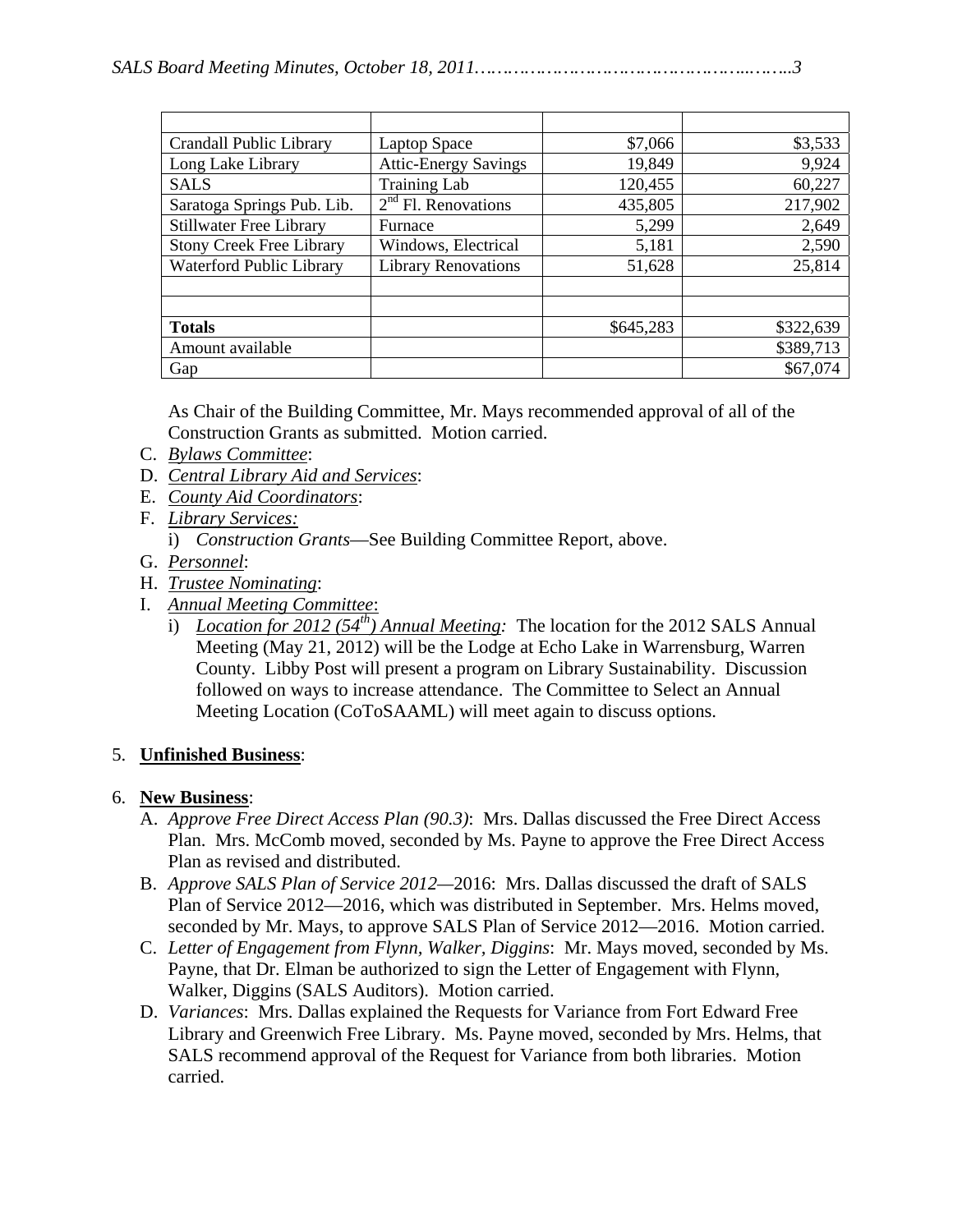| | | | |
|---|---|---|---|
| Crandall Public Library | Laptop Space | $7,066 | $3,533 |
| Long Lake Library | Attic-Energy Savings | 19,849 | 9,924 |
| SALS | Training Lab | 120,455 | 60,227 |
| Saratoga Springs Pub. Lib. | 2nd Fl. Renovations | 435,805 | 217,902 |
| Stillwater Free Library | Furnace | 5,299 | 2,649 |
| Stony Creek Free Library | Windows, Electrical | 5,181 | 2,590 |
| Waterford Public Library | Library Renovations | 51,628 | 25,814 |
| | | | |
| | | | |
| **Totals** | | $645,283 | $322,639 |
| Amount available | | | $389,713 |
| Gap | | | $67,074 |

As Chair of the Building Committee, Mr. Mays recommended approval of all of the Construction Grants as submitted. Motion carried.

C. *Bylaws Committee*:
D. *Central Library Aid and Services*:
E. *County Aid Coordinators*:
F. *Library Services:*
   i) *Construction Grants*—See Building Committee Report, above.
G. *Personnel*:
H. *Trustee Nominating*:
I. *Annual Meeting Committee*:
   i) *Location for 2012 (54th) Annual Meeting:* The location for the 2012 SALS Annual Meeting (May 21, 2012) will be the Lodge at Echo Lake in Warrensburg, Warren County. Libby Post will present a program on Library Sustainability. Discussion followed on ways to increase attendance. The Committee to Select an Annual Meeting Location (CoToSAAML) will meet again to discuss options.

5. **Unfinished Business**:

6. **New Business**:
   A. *Approve Free Direct Access Plan (90.3)*: Mrs. Dallas discussed the Free Direct Access Plan. Mrs. McComb moved, seconded by Ms. Payne to approve the Free Direct Access Plan as revised and distributed.
   B. *Approve SALS Plan of Service 2012*—2016: Mrs. Dallas discussed the draft of SALS Plan of Service 2012—2016, which was distributed in September. Mrs. Helms moved, seconded by Mr. Mays, to approve SALS Plan of Service 2012—2016. Motion carried.
   C. *Letter of Engagement from Flynn, Walker, Diggins*: Mr. Mays moved, seconded by Ms. Payne, that Dr. Elman be authorized to sign the Letter of Engagement with Flynn, Walker, Diggins (SALS Auditors). Motion carried.
   D. *Variances*: Mrs. Dallas explained the Requests for Variance from Fort Edward Free Library and Greenwich Free Library. Ms. Payne moved, seconded by Mrs. Helms, that SALS recommend approval of the Request for Variance from both libraries. Motion carried.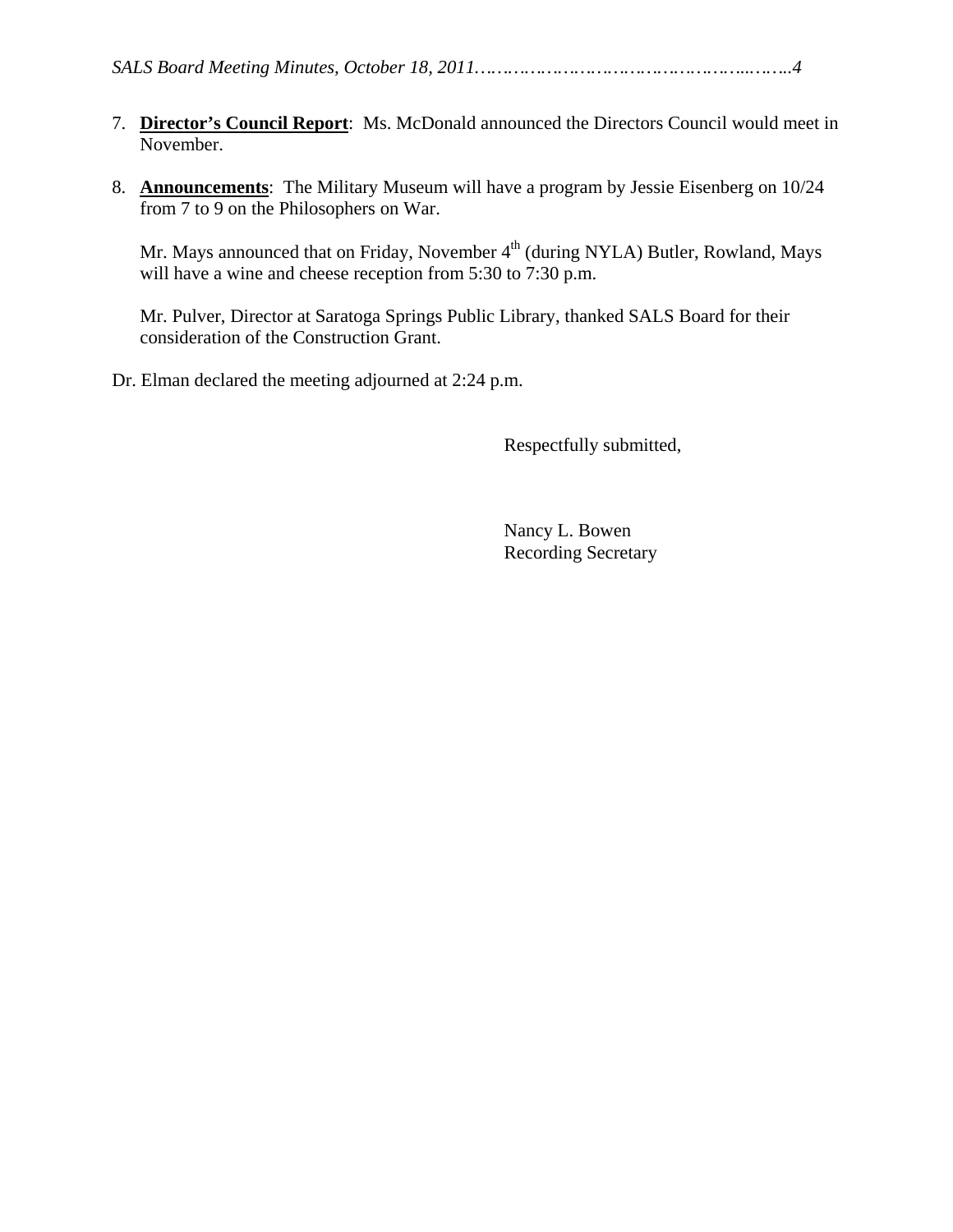7. **Director's Council Report**: Ms. McDonald announced the Directors Council would meet in November.

8. **Announcements**: The Military Museum will have a program by Jessie Eisenberg on 10/24 from 7 to 9 on the Philosophers on War.

   Mr. Mays announced that on Friday, November 4th (during NYLA) Butler, Rowland, Mays will have a wine and cheese reception from 5:30 to 7:30 p.m.

   Mr. Pulver, Director at Saratoga Springs Public Library, thanked SALS Board for their consideration of the Construction Grant.

Dr. Elman declared the meeting adjourned at 2:24 p.m.

Respectfully submitted,

Nancy L. Bowen
Recording Secretary